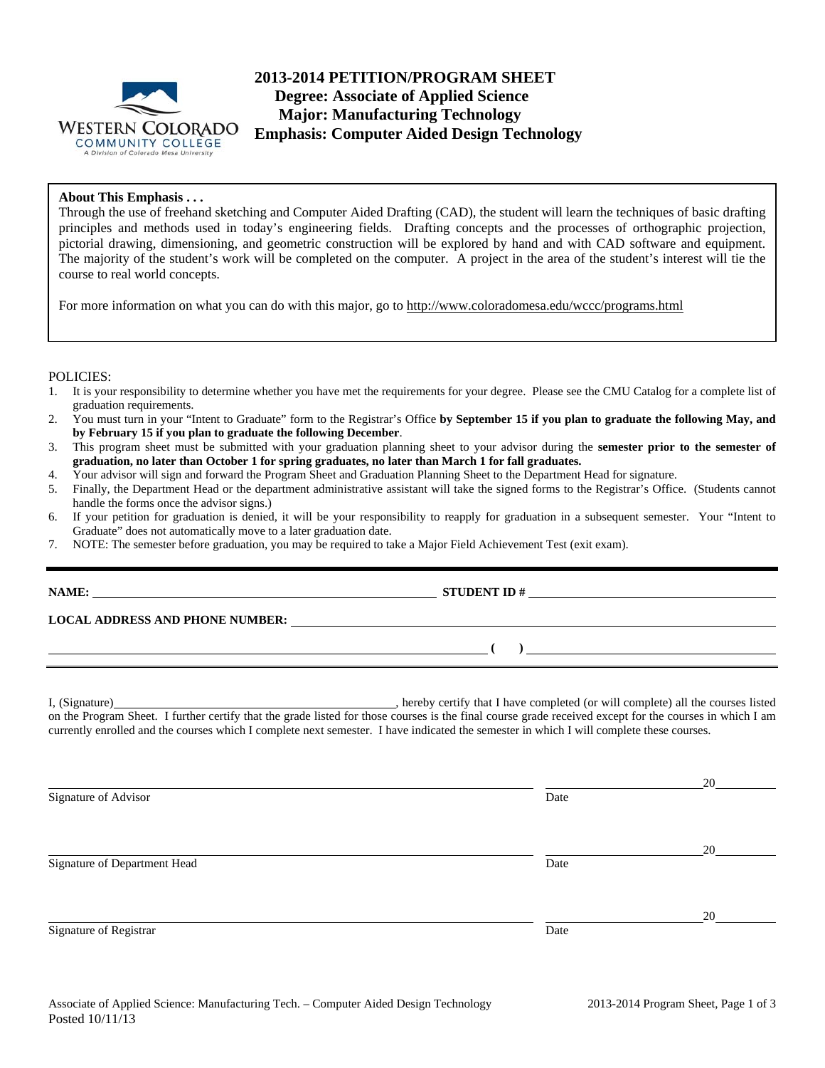# 2013-2014 PETITION/PROGRAM SHEET

## Degree: Associate of Applied Science
## Major: Manufacturing Technology
## Emphasis: Computer Aided Design Technology

**About This Emphasis . . .**

Through the use of freehand sketching and Computer Aided Drafting (CAD), the student will learn the techniques of basic drafting principles and methods used in today's engineering fields. Drafting concepts and the processes of orthographic projection, pictorial drawing, dimensioning, and geometric construction will be explored by hand and with CAD software and equipment. The majority of the student's work will be completed on the computer. A project in the area of the student's interest will tie the course to real world concepts.

For more information on what you can do with this major, go to http://www.coloradomesa.edu/wccc/programs.html

POLICIES:

1. It is your responsibility to determine whether you have met the requirements for your degree. Please see the CMU Catalog for a complete list of graduation requirements.
2. You must turn in your "Intent to Graduate" form to the Registrar's Office **by September 15 if you plan to graduate the following May, and by February 15 if you plan to graduate the following December**.
3. This program sheet must be submitted with your graduation planning sheet to your advisor during the **semester prior to the semester of graduation, no later than October 1 for spring graduates, no later than March 1 for fall graduates.**
4. Your advisor will sign and forward the Program Sheet and Graduation Planning Sheet to the Department Head for signature.
5. Finally, the Department Head or the department administrative assistant will take the signed forms to the Registrar's Office. (Students cannot handle the forms once the advisor signs.)
6. If your petition for graduation is denied, it will be your responsibility to reapply for graduation in a subsequent semester. Your "Intent to Graduate" does not automatically move to a later graduation date.
7. NOTE: The semester before graduation, you may be required to take a Major Field Achievement Test (exit exam).

**NAME:** ______________________ **STUDENT ID #** ______________________

**LOCAL ADDRESS AND PHONE NUMBER:** ______________________

______________________ **( )** ______________________

I, (Signature)______________________, hereby certify that I have completed (or will complete) all the courses listed on the Program Sheet. I further certify that the grade listed for those courses is the final course grade received except for the courses in which I am currently enrolled and the courses which I complete next semester. I have indicated the semester in which I will complete these courses.

______________________ ______________ 20______
Signature of Advisor Date

______________________ ______________ 20______
Signature of Department Head Date

______________________ ______________ 20______
Signature of Registrar Date

Associate of Applied Science: Manufacturing Tech. – Computer Aided Design Technology
Posted 10/11/13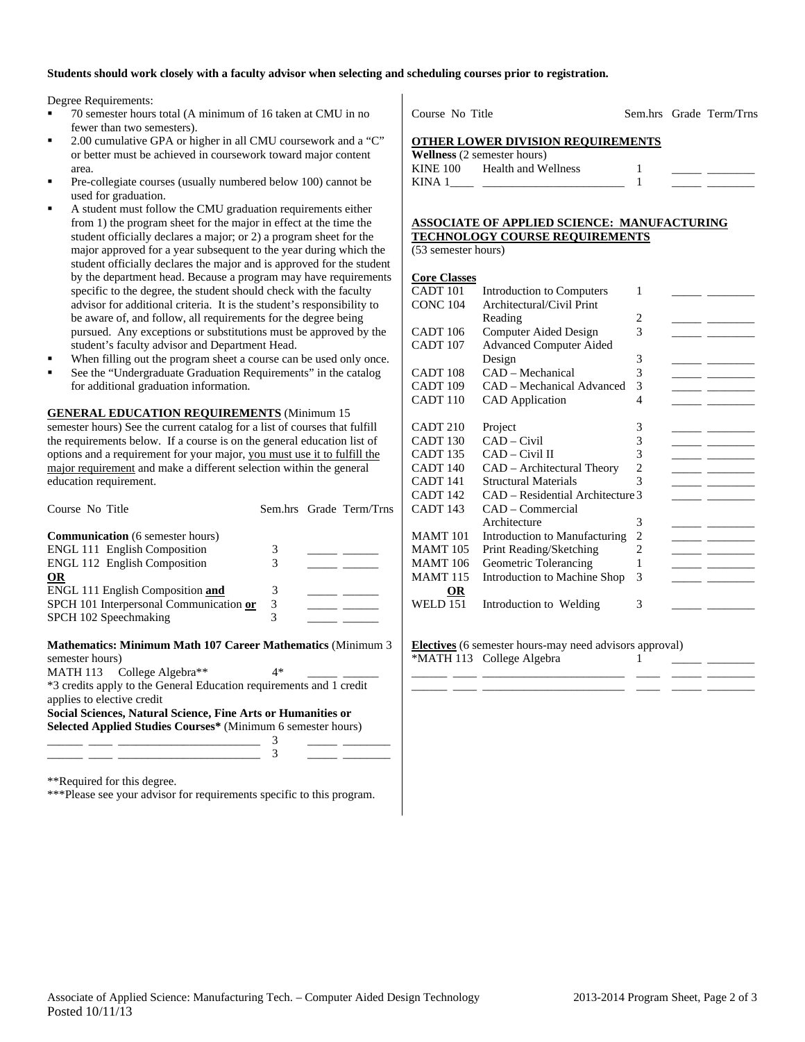**Students should work closely with a faculty advisor when selecting and scheduling courses prior to registration.**

Degree Requirements:

- 70 semester hours total (A minimum of 16 taken at CMU in no fewer than two semesters).
- 2.00 cumulative GPA or higher in all CMU coursework and a "C" or better must be achieved in coursework toward major content area.
- Pre-collegiate courses (usually numbered below 100) cannot be used for graduation.
- A student must follow the CMU graduation requirements either from 1) the program sheet for the major in effect at the time the student officially declares a major; or 2) a program sheet for the major approved for a year subsequent to the year during which the student officially declares the major and is approved for the student by the department head. Because a program may have requirements specific to the degree, the student should check with the faculty advisor for additional criteria. It is the student's responsibility to be aware of, and follow, all requirements for the degree being pursued. Any exceptions or substitutions must be approved by the student's faculty advisor and Department Head.
- When filling out the program sheet a course can be used only once.
- See the "Undergraduate Graduation Requirements" in the catalog for additional graduation information.

**GENERAL EDUCATION REQUIREMENTS** (Minimum 15 semester hours) See the current catalog for a list of courses that fulfill the requirements below. If a course is on the general education list of options and a requirement for your major, you must use it to fulfill the major requirement and make a different selection within the general education requirement.

| Course No Title | Sem.hrs | Grade | Term/Trns |
|---|---|---|---|
| **Communication** (6 semester hours) | | | |
| ENGL 111 English Composition | 3 | _____ | ______ |
| ENGL 112 English Composition | 3 | _____ | ______ |
| **OR** | | | |
| ENGL 111 English Composition **and** | 3 | _____ | ______ |
| SPCH 101 Interpersonal Communication **or** | 3 | _____ | ______ |
| SPCH 102 Speechmaking | 3 | _____ | ______ |

**Mathematics: Minimum Math 107 Career Mathematics** (Minimum 3 semester hours)

| Course No Title | Sem.hrs | Grade | Term/Trns |
|---|---|---|---|
| MATH 113 College Algebra** | 4* | _____ | ______ |

*3 credits apply to the General Education requirements and 1 credit applies to elective credit

**Social Sciences, Natural Science, Fine Arts or Humanities or Selected Applied Studies Courses*** (Minimum 6 semester hours)

| Course No Title | Sem.hrs | Grade | Term/Trns |
|---|---|---|---|
| ______ ____ ________________________ | 3 | _____ | ________ |
| ______ ____ ________________________ | 3 | _____ | ________ |

**Required for this degree.

***Please see your advisor for requirements specific to this program.

**OTHER LOWER DIVISION REQUIREMENTS**

**Wellness** (2 semester hours)

| Course No | Title | Sem.hrs | Grade | Term/Trns |
|---|---|---|---|---|
| KINE 100 | Health and Wellness | 1 | _____ | ________ |
| KINA 1____ | ________________________ | 1 | _____ | ________ |

**ASSOCIATE OF APPLIED SCIENCE: MANUFACTURING TECHNOLOGY COURSE REQUIREMENTS** (53 semester hours)

**Core Classes**

| Course No | Title | Sem.hrs | Grade | Term/Trns |
|---|---|---|---|---|
| CADT 101 | Introduction to Computers | 1 | _____ | ________ |
| CONC 104 | Architectural/Civil Print Reading | 2 | _____ | ________ |
| CADT 106 | Computer Aided Design | 3 | _____ | ________ |
| CADT 107 | Advanced Computer Aided Design | 3 | _____ | ________ |
| CADT 108 | CAD – Mechanical | 3 | _____ | ________ |
| CADT 109 | CAD – Mechanical Advanced | 3 | _____ | ________ |
| CADT 110 | CAD Application | 4 | _____ | ________ |
| CADT 210 | Project | 3 | _____ | ________ |
| CADT 130 | CAD – Civil | 3 | _____ | ________ |
| CADT 135 | CAD – Civil II | 3 | _____ | ________ |
| CADT 140 | CAD – Architectural Theory | 2 | _____ | ________ |
| CADT 141 | Structural Materials | 3 | _____ | ________ |
| CADT 142 | CAD – Residential Architecture | 3 | _____ | ________ |
| CADT 143 | CAD – Commercial Architecture | 3 | _____ | ________ |
| MAMT 101 | Introduction to Manufacturing | 2 | _____ | ________ |
| MAMT 105 | Print Reading/Sketching | 2 | _____ | ________ |
| MAMT 106 | Geometric Tolerancing | 1 | _____ | ________ |
| MAMT 115 | Introduction to Machine Shop | 3 | _____ | ________ |
| **OR** | | | | |
| WELD 151 | Introduction to Welding | 3 | _____ | ________ |

**Electives** (6 semester hours-may need advisors approval)

| Course No | Title | Sem.hrs | Grade | Term/Trns |
|---|---|---|---|---|
| *MATH 113 | College Algebra | 1 | _____ | ________ |
| ______ ____ | ________________________ | ____ | _____ | ________ |
| ______ ____ | ________________________ | ____ | _____ | ________ |

Associate of Applied Science: Manufacturing Tech. – Computer Aided Design Technology
Posted 10/11/13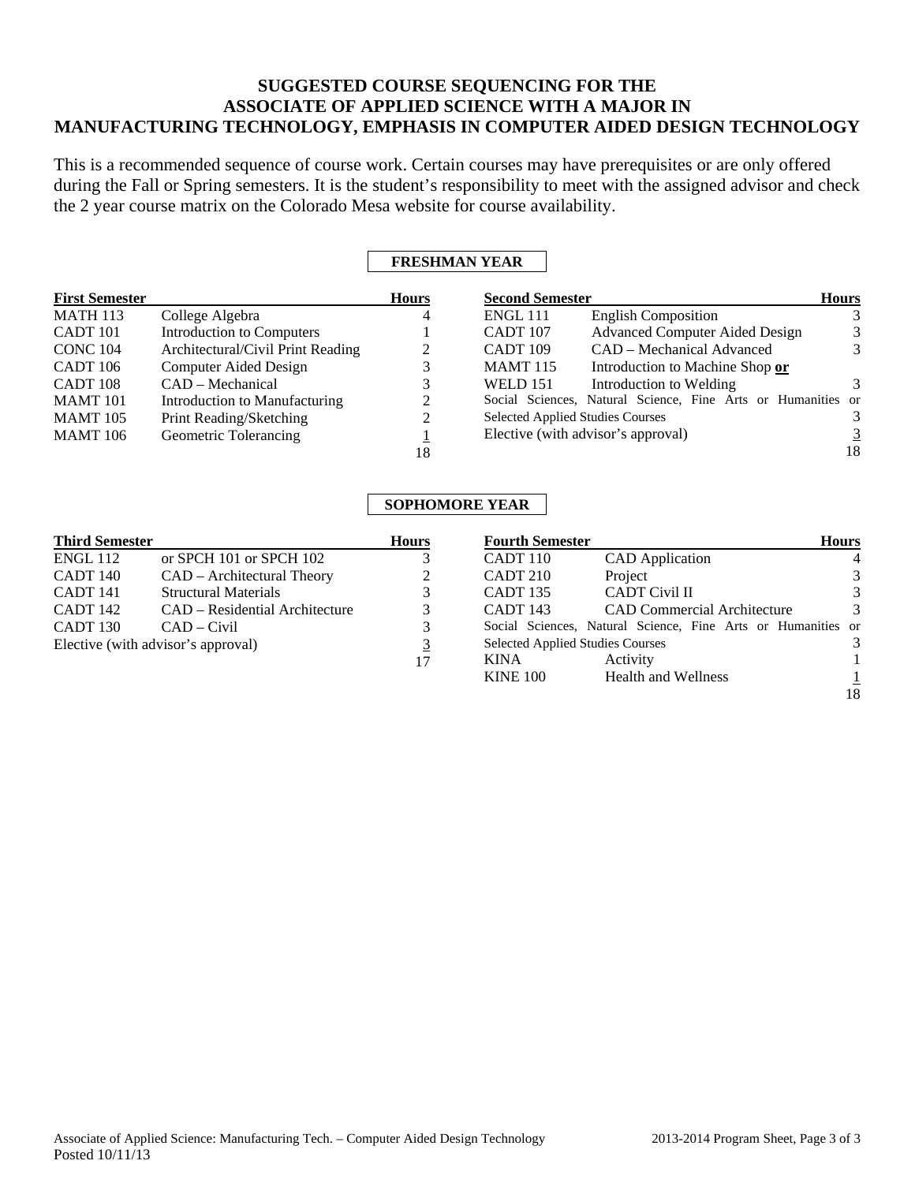# SUGGESTED COURSE SEQUENCING FOR THE ASSOCIATE OF APPLIED SCIENCE WITH A MAJOR IN MANUFACTURING TECHNOLOGY, EMPHASIS IN COMPUTER AIDED DESIGN TECHNOLOGY

This is a recommended sequence of course work. Certain courses may have prerequisites or are only offered during the Fall or Spring semesters. It is the student's responsibility to meet with the assigned advisor and check the 2 year course matrix on the Colorado Mesa website for course availability.

## FRESHMAN YEAR

| First Semester | | Hours |
|---|---|---|
| MATH 113 | College Algebra | 4 |
| CADT 101 | Introduction to Computers | 1 |
| CONC 104 | Architectural/Civil Print Reading | 2 |
| CADT 106 | Computer Aided Design | 3 |
| CADT 108 | CAD – Mechanical | 3 |
| MAMT 101 | Introduction to Manufacturing | 2 |
| MAMT 105 | Print Reading/Sketching | 2 |
| MAMT 106 | Geometric Tolerancing | 1 |
| | | 18 |

| Second Semester | | Hours |
|---|---|---|
| ENGL 111 | English Composition | 3 |
| CADT 107 | Advanced Computer Aided Design | 3 |
| CADT 109 | CAD – Mechanical Advanced | 3 |
| MAMT 115 | Introduction to Machine Shop **or** | |
| WELD 151 | Introduction to Welding | 3 |
| Social Sciences, Natural Science, Fine Arts or Humanities or Selected Applied Studies Courses | | 3 |
| Elective (with advisor's approval) | | 3 |
| | | 18 |

## SOPHOMORE YEAR

| Third Semester | | Hours |
|---|---|---|
| ENGL 112 | or SPCH 101 or SPCH 102 | 3 |
| CADT 140 | CAD – Architectural Theory | 2 |
| CADT 141 | Structural Materials | 3 |
| CADT 142 | CAD – Residential Architecture | 3 |
| CADT 130 | CAD – Civil | 3 |
| Elective (with advisor's approval) | | 3 |
| | | 17 |

| Fourth Semester | | Hours |
|---|---|---|
| CADT 110 | CAD Application | 4 |
| CADT 210 | Project | 3 |
| CADT 135 | CADT Civil II | 3 |
| CADT 143 | CAD Commercial Architecture | 3 |
| Social Sciences, Natural Science, Fine Arts or Humanities or Selected Applied Studies Courses | | 3 |
| KINA | Activity | 1 |
| KINE 100 | Health and Wellness | 1 |
| | | 18 |